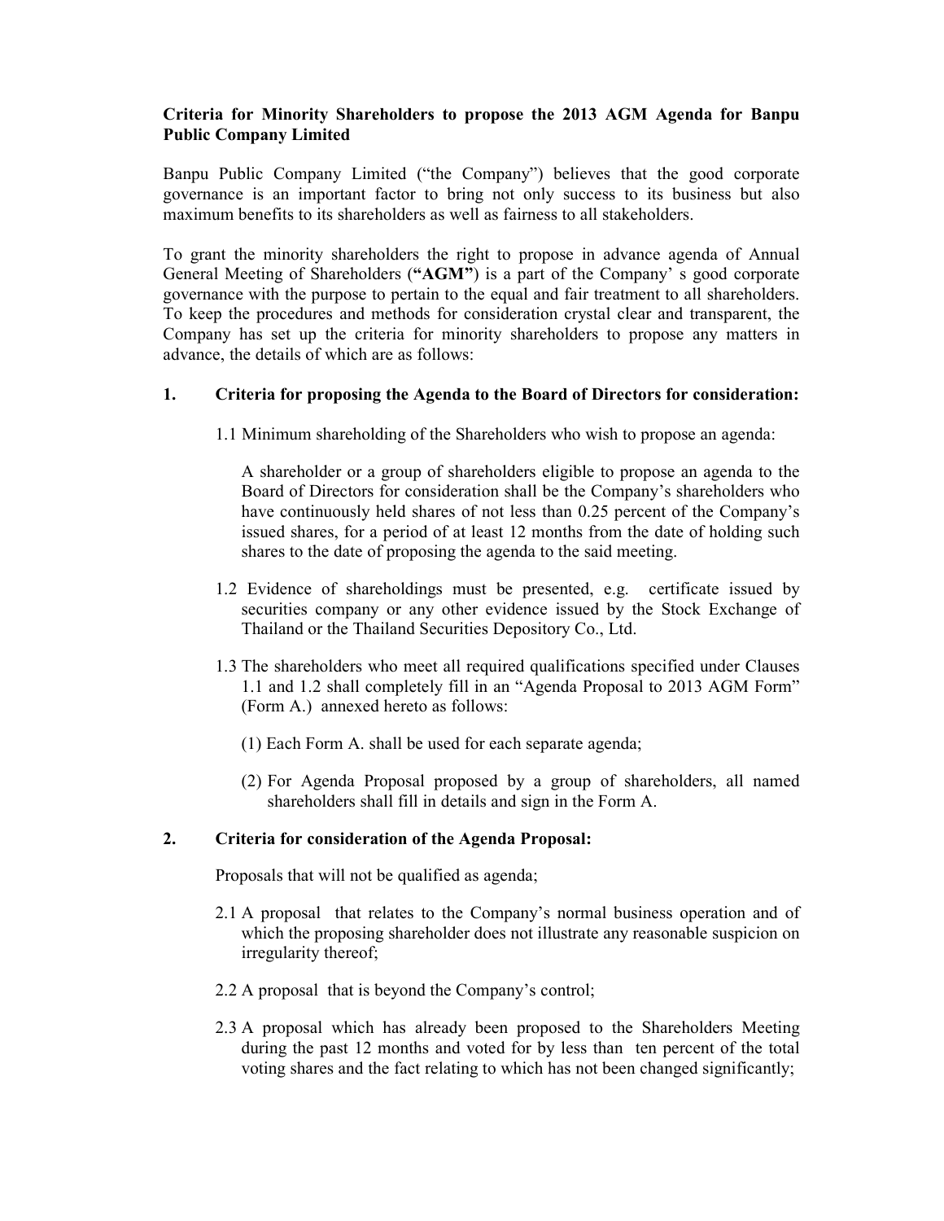**Criteria for Minority Shareholders to propose the 2013 AGM Agenda for Banpu Public Company Limited**

Banpu Public Company Limited ("the Company") believes that the good corporate governance is an important factor to bring not only success to its business but also maximum benefits to its shareholders as well as fairness to all stakeholders.

To grant the minority shareholders the right to propose in advance agenda of Annual General Meeting of Shareholders (**"AGM"**) is a part of the Company' s good corporate governance with the purpose to pertain to the equal and fair treatment to all shareholders. To keep the procedures and methods for consideration crystal clear and transparent, the Company has set up the criteria for minority shareholders to propose any matters in advance, the details of which are as follows:

**1. Criteria for proposing the Agenda to the Board of Directors for consideration:**

1.1 Minimum shareholding of the Shareholders who wish to propose an agenda:

A shareholder or a group of shareholders eligible to propose an agenda to the Board of Directors for consideration shall be the Company's shareholders who have continuously held shares of not less than 0.25 percent of the Company's issued shares, for a period of at least 12 months from the date of holding such shares to the date of proposing the agenda to the said meeting.

1.2 Evidence of shareholdings must be presented, e.g. certificate issued by securities company or any other evidence issued by the Stock Exchange of Thailand or the Thailand Securities Depository Co., Ltd.

1.3 The shareholders who meet all required qualifications specified under Clauses 1.1 and 1.2 shall completely fill in an "Agenda Proposal to 2013 AGM Form" (Form A.) annexed hereto as follows:

(1) Each Form A. shall be used for each separate agenda;

(2) For Agenda Proposal proposed by a group of shareholders, all named shareholders shall fill in details and sign in the Form A.

**2. Criteria for consideration of the Agenda Proposal:**

Proposals that will not be qualified as agenda;

2.1 A proposal that relates to the Company's normal business operation and of which the proposing shareholder does not illustrate any reasonable suspicion on irregularity thereof;

2.2 A proposal that is beyond the Company's control;

2.3 A proposal which has already been proposed to the Shareholders Meeting during the past 12 months and voted for by less than ten percent of the total voting shares and the fact relating to which has not been changed significantly;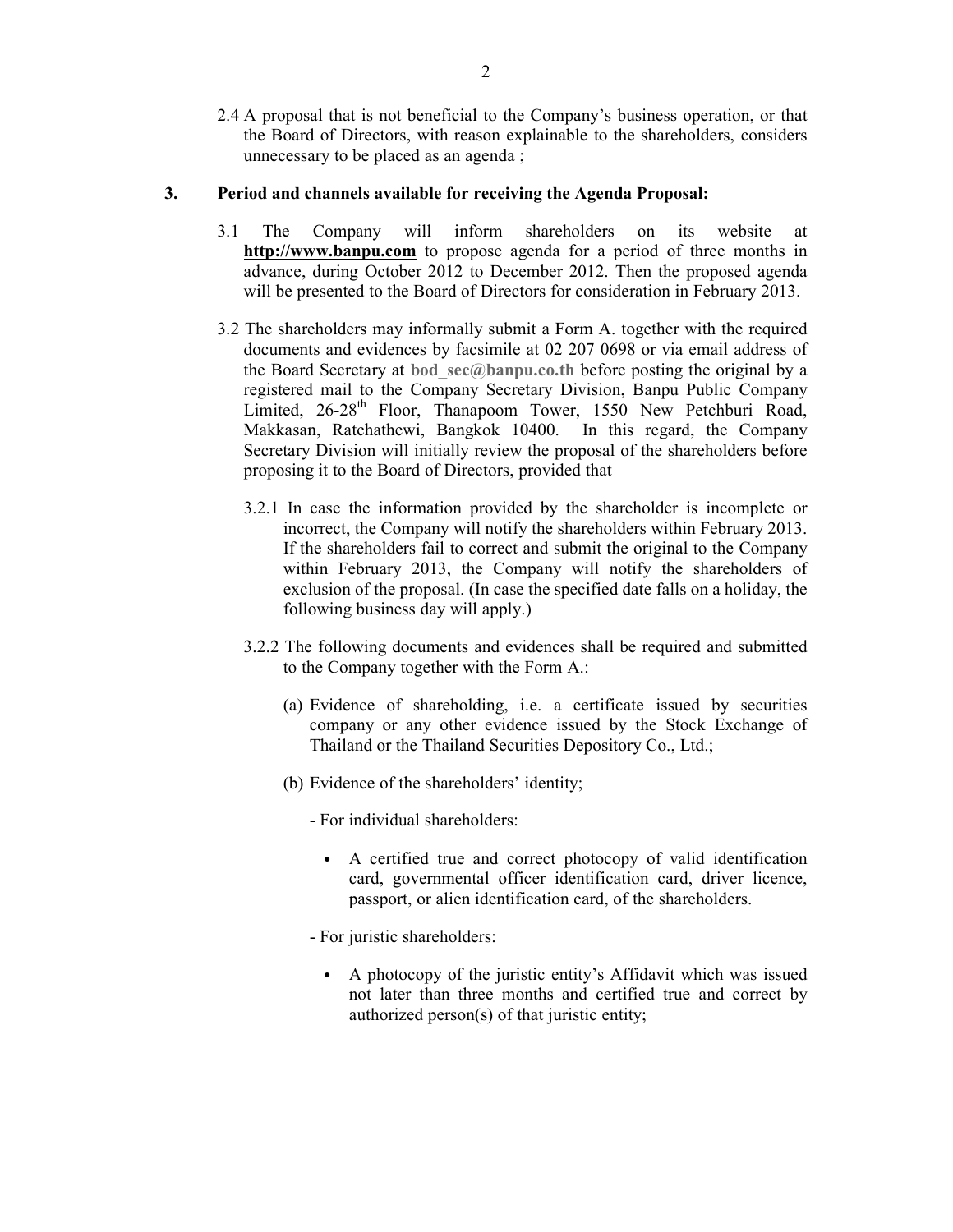2.4 A proposal that is not beneficial to the Company's business operation, or that the Board of Directors, with reason explainable to the shareholders, considers unnecessary to be placed as an agenda ;

**3. Period and channels available for receiving the Agenda Proposal:**

3.1 The Company will inform shareholders on its website at **http://www.banpu.com** to propose agenda for a period of three months in advance, during October 2012 to December 2012. Then the proposed agenda will be presented to the Board of Directors for consideration in February 2013.

3.2 The shareholders may informally submit a Form A. together with the required documents and evidences by facsimile at 02 207 0698 or via email address of the Board Secretary at **bod_sec@banpu.co.th** before posting the original by a registered mail to the Company Secretary Division, Banpu Public Company Limited, 26-28th Floor, Thanapoom Tower, 1550 New Petchburi Road, Makkasan, Ratchathewi, Bangkok 10400. In this regard, the Company Secretary Division will initially review the proposal of the shareholders before proposing it to the Board of Directors, provided that

3.2.1 In case the information provided by the shareholder is incomplete or incorrect, the Company will notify the shareholders within February 2013. If the shareholders fail to correct and submit the original to the Company within February 2013, the Company will notify the shareholders of exclusion of the proposal. (In case the specified date falls on a holiday, the following business day will apply.)

3.2.2 The following documents and evidences shall be required and submitted to the Company together with the Form A.:

(a) Evidence of shareholding, i.e. a certificate issued by securities company or any other evidence issued by the Stock Exchange of Thailand or the Thailand Securities Depository Co., Ltd.;

(b) Evidence of the shareholders' identity;

- For individual shareholders:

  - A certified true and correct photocopy of valid identification card, governmental officer identification card, driver licence, passport, or alien identification card, of the shareholders.

- For juristic shareholders:

  - A photocopy of the juristic entity's Affidavit which was issued not later than three months and certified true and correct by authorized person(s) of that juristic entity;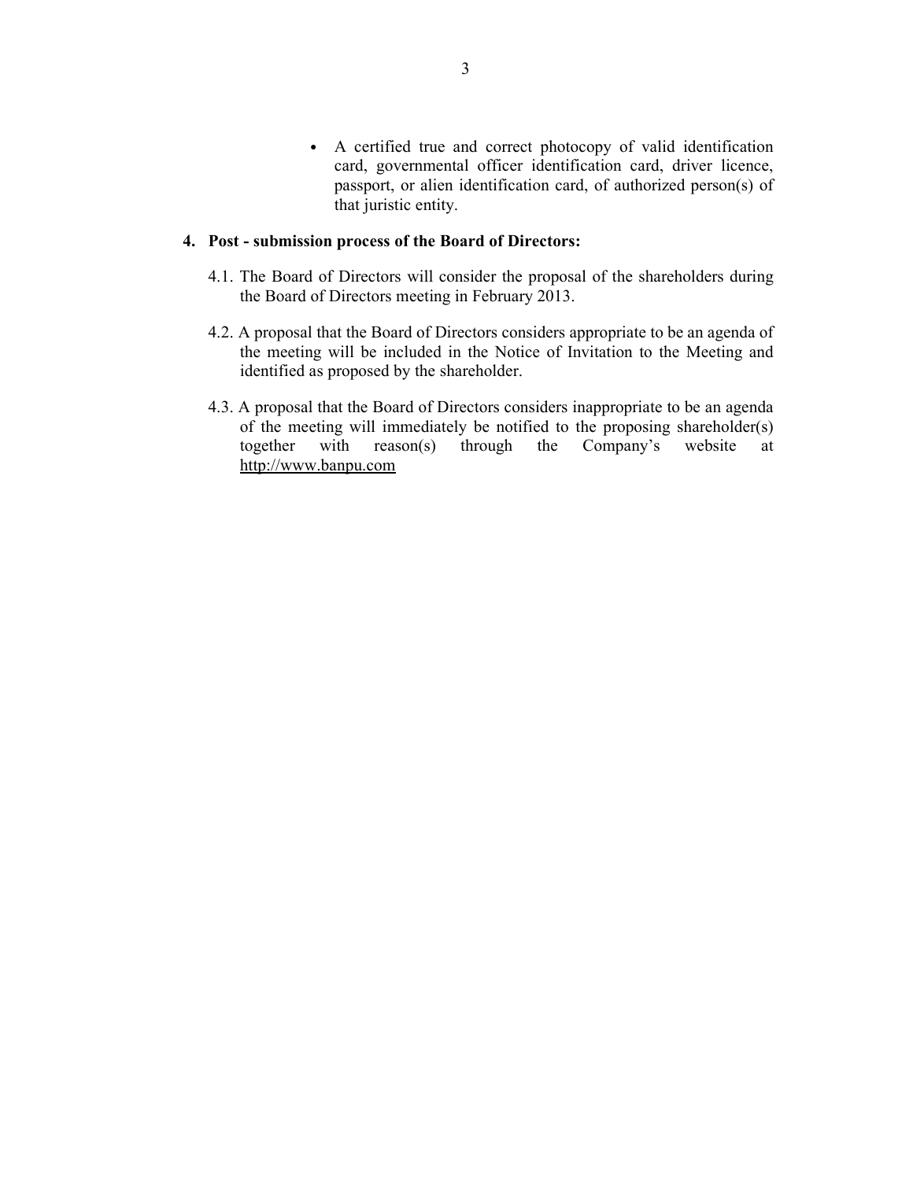- A certified true and correct photocopy of valid identification card, governmental officer identification card, driver licence, passport, or alien identification card, of authorized person(s) of that juristic entity.

**4. Post - submission process of the Board of Directors:**

4.1. The Board of Directors will consider the proposal of the shareholders during the Board of Directors meeting in February 2013.

4.2. A proposal that the Board of Directors considers appropriate to be an agenda of the meeting will be included in the Notice of Invitation to the Meeting and identified as proposed by the shareholder.

4.3. A proposal that the Board of Directors considers inappropriate to be an agenda of the meeting will immediately be notified to the proposing shareholder(s) together with reason(s) through the Company's website at http://www.banpu.com